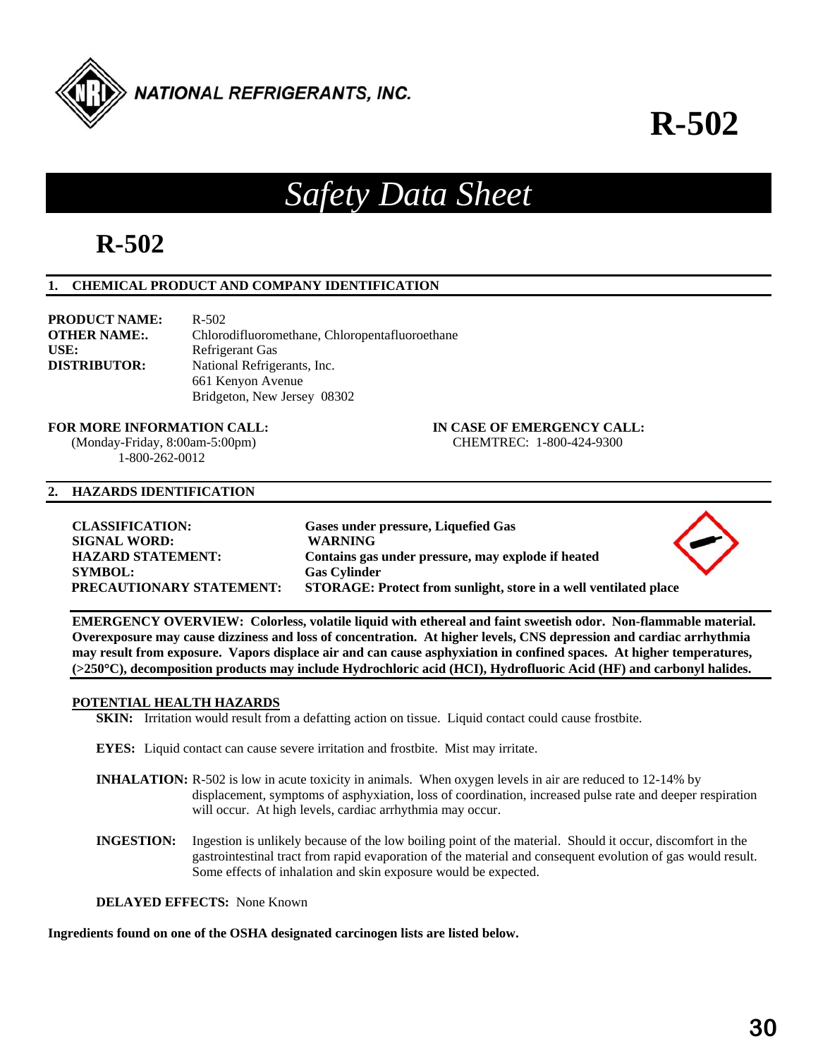NATIONAL REFRIGERANTS, INC.

# R-502

## Safety Data Sheet

# R-502

### 1. CHEMICAL PRODUCT AND COMPANY IDENTIFICATION

**PRODUCT NAME:** R-502
**OTHER NAME:.** Chlorodifluoromethane, Chloropentafluoroethane
**USE:** Refrigerant Gas
**DISTRIBUTOR:** National Refrigerants, Inc.
661 Kenyon Avenue
Bridgeton, New Jersey 08302

**FOR MORE INFORMATION CALL:**
(Monday-Friday, 8:00am-5:00pm)
1-800-262-0012

**IN CASE OF EMERGENCY CALL:**
CHEMTREC: 1-800-424-9300

### 2. HAZARDS IDENTIFICATION

**CLASSIFICATION:** **Gases under pressure, Liquefied Gas**
**SIGNAL WORD:** **WARNING**
**HAZARD STATEMENT:** **Contains gas under pressure, may explode if heated**
**SYMBOL:** **Gas Cylinder**
**PRECAUTIONARY STATEMENT:** **STORAGE: Protect from sunlight, store in a well ventilated place**

**EMERGENCY OVERVIEW: Colorless, volatile liquid with ethereal and faint sweetish odor. Non-flammable material. Overexposure may cause dizziness and loss of concentration. At higher levels, CNS depression and cardiac arrhythmia may result from exposure. Vapors displace air and can cause asphyxiation in confined spaces. At higher temperatures, (>250°C), decomposition products may include Hydrochloric acid (HCI), Hydrofluoric Acid (HF) and carbonyl halides.**

**POTENTIAL HEALTH HAZARDS**

**SKIN:** Irritation would result from a defatting action on tissue. Liquid contact could cause frostbite.

**EYES:** Liquid contact can cause severe irritation and frostbite. Mist may irritate.

**INHALATION:** R-502 is low in acute toxicity in animals. When oxygen levels in air are reduced to 12-14% by displacement, symptoms of asphyxiation, loss of coordination, increased pulse rate and deeper respiration will occur. At high levels, cardiac arrhythmia may occur.

**INGESTION:** Ingestion is unlikely because of the low boiling point of the material. Should it occur, discomfort in the gastrointestinal tract from rapid evaporation of the material and consequent evolution of gas would result. Some effects of inhalation and skin exposure would be expected.

**DELAYED EFFECTS:** None Known

**Ingredients found on one of the OSHA designated carcinogen lists are listed below.**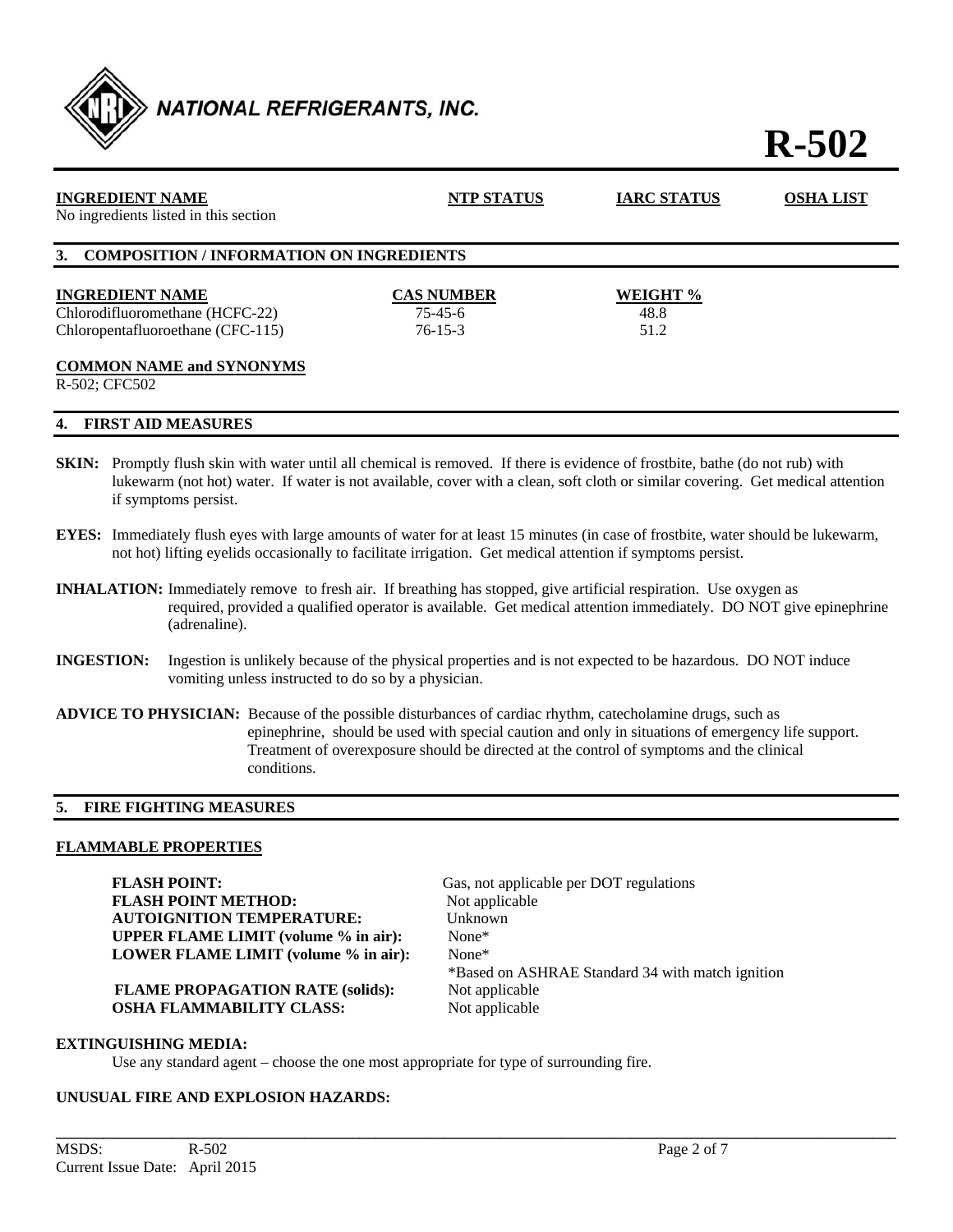| INGREDIENT NAME | NTP STATUS | IARC STATUS | OSHA LIST |
|---|---|---|---|
| No ingredients listed in this section | | | |

## 3. COMPOSITION / INFORMATION ON INGREDIENTS

| INGREDIENT NAME | CAS NUMBER | WEIGHT % |
|---|---|---|
| Chlorodifluoromethane (HCFC-22) | 75-45-6 | 48.8 |
| Chloropentafluoroethane (CFC-115) | 76-15-3 | 51.2 |

**COMMON NAME and SYNONYMS**
R-502; CFC502

## 4. FIRST AID MEASURES

**SKIN:** Promptly flush skin with water until all chemical is removed. If there is evidence of frostbite, bathe (do not rub) with lukewarm (not hot) water. If water is not available, cover with a clean, soft cloth or similar covering. Get medical attention if symptoms persist.

**EYES:** Immediately flush eyes with large amounts of water for at least 15 minutes (in case of frostbite, water should be lukewarm, not hot) lifting eyelids occasionally to facilitate irrigation. Get medical attention if symptoms persist.

**INHALATION:** Immediately remove to fresh air. If breathing has stopped, give artificial respiration. Use oxygen as required, provided a qualified operator is available. Get medical attention immediately. DO NOT give epinephrine (adrenaline).

**INGESTION:** Ingestion is unlikely because of the physical properties and is not expected to be hazardous. DO NOT induce vomiting unless instructed to do so by a physician.

**ADVICE TO PHYSICIAN:** Because of the possible disturbances of cardiac rhythm, catecholamine drugs, such as epinephrine, should be used with special caution and only in situations of emergency life support. Treatment of overexposure should be directed at the control of symptoms and the clinical conditions.

## 5. FIRE FIGHTING MEASURES

**FLAMMABLE PROPERTIES**

| | |
|---|---|
| **FLASH POINT:** | Gas, not applicable per DOT regulations |
| **FLASH POINT METHOD:** | Not applicable |
| **AUTOIGNITION TEMPERATURE:** | Unknown |
| **UPPER FLAME LIMIT (volume % in air):** | None* |
| **LOWER FLAME LIMIT (volume % in air):** | None* |
| | *Based on ASHRAE Standard 34 with match ignition |
| **FLAME PROPAGATION RATE (solids):** | Not applicable |
| **OSHA FLAMMABILITY CLASS:** | Not applicable |

**EXTINGUISHING MEDIA:**

Use any standard agent – choose the one most appropriate for type of surrounding fire.

**UNUSUAL FIRE AND EXPLOSION HAZARDS:**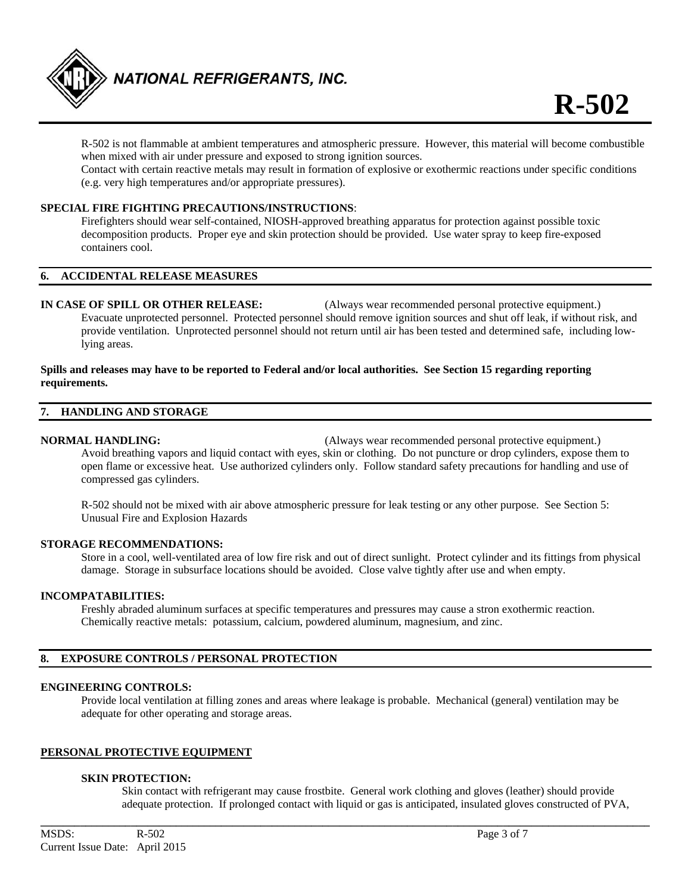R-502 is not flammable at ambient temperatures and atmospheric pressure. However, this material will become combustible when mixed with air under pressure and exposed to strong ignition sources.
Contact with certain reactive metals may result in formation of explosive or exothermic reactions under specific conditions (e.g. very high temperatures and/or appropriate pressures).

**SPECIAL FIRE FIGHTING PRECAUTIONS/INSTRUCTIONS**:
Firefighters should wear self-contained, NIOSH-approved breathing apparatus for protection against possible toxic decomposition products. Proper eye and skin protection should be provided. Use water spray to keep fire-exposed containers cool.

## 6. ACCIDENTAL RELEASE MEASURES

**IN CASE OF SPILL OR OTHER RELEASE:** (Always wear recommended personal protective equipment.)
Evacuate unprotected personnel. Protected personnel should remove ignition sources and shut off leak, if without risk, and provide ventilation. Unprotected personnel should not return until air has been tested and determined safe, including low-lying areas.

**Spills and releases may have to be reported to Federal and/or local authorities. See Section 15 regarding reporting requirements.**

## 7. HANDLING AND STORAGE

**NORMAL HANDLING:** (Always wear recommended personal protective equipment.)
Avoid breathing vapors and liquid contact with eyes, skin or clothing. Do not puncture or drop cylinders, expose them to open flame or excessive heat. Use authorized cylinders only. Follow standard safety precautions for handling and use of compressed gas cylinders.

R-502 should not be mixed with air above atmospheric pressure for leak testing or any other purpose. See Section 5: Unusual Fire and Explosion Hazards

**STORAGE RECOMMENDATIONS:**
Store in a cool, well-ventilated area of low fire risk and out of direct sunlight. Protect cylinder and its fittings from physical damage. Storage in subsurface locations should be avoided. Close valve tightly after use and when empty.

**INCOMPATABILITIES:**
Freshly abraded aluminum surfaces at specific temperatures and pressures may cause a stron exothermic reaction. Chemically reactive metals: potassium, calcium, powdered aluminum, magnesium, and zinc.

## 8. EXPOSURE CONTROLS / PERSONAL PROTECTION

**ENGINEERING CONTROLS:**
Provide local ventilation at filling zones and areas where leakage is probable. Mechanical (general) ventilation may be adequate for other operating and storage areas.

**PERSONAL PROTECTIVE EQUIPMENT**

**SKIN PROTECTION:**
Skin contact with refrigerant may cause frostbite. General work clothing and gloves (leather) should provide adequate protection. If prolonged contact with liquid or gas is anticipated, insulated gloves constructed of PVA,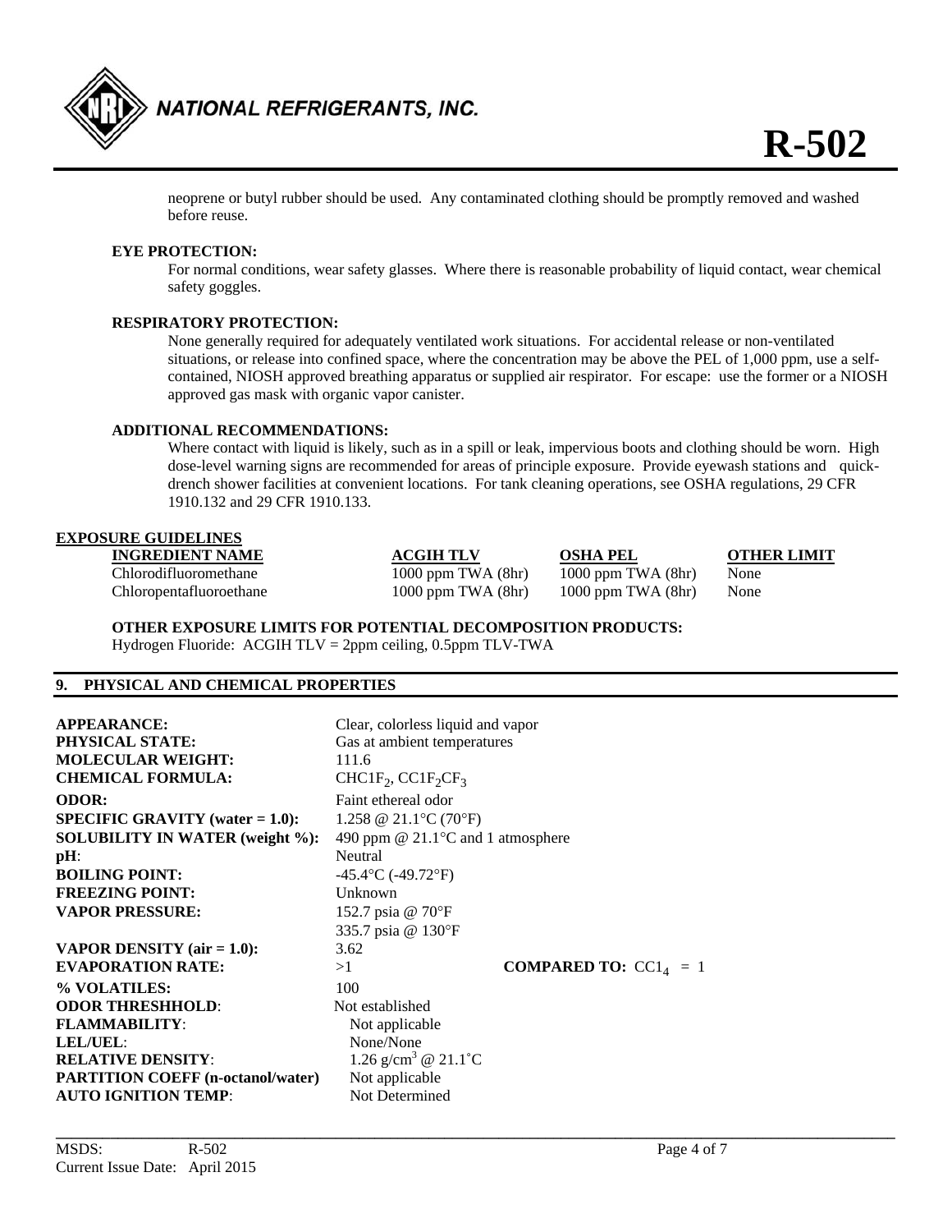neoprene or butyl rubber should be used. Any contaminated clothing should be promptly removed and washed before reuse.

**EYE PROTECTION:**

For normal conditions, wear safety glasses. Where there is reasonable probability of liquid contact, wear chemical safety goggles.

**RESPIRATORY PROTECTION:**

None generally required for adequately ventilated work situations. For accidental release or non-ventilated situations, or release into confined space, where the concentration may be above the PEL of 1,000 ppm, use a self-contained, NIOSH approved breathing apparatus or supplied air respirator. For escape: use the former or a NIOSH approved gas mask with organic vapor canister.

**ADDITIONAL RECOMMENDATIONS:**

Where contact with liquid is likely, such as in a spill or leak, impervious boots and clothing should be worn. High dose-level warning signs are recommended for areas of principle exposure. Provide eyewash stations and quick-drench shower facilities at convenient locations. For tank cleaning operations, see OSHA regulations, 29 CFR 1910.132 and 29 CFR 1910.133.

**EXPOSURE GUIDELINES**

| INGREDIENT NAME | ACGIH TLV | OSHA PEL | OTHER LIMIT |
|---|---|---|---|
| Chlorodifluoromethane | 1000 ppm TWA (8hr) | 1000 ppm TWA (8hr) | None |
| Chloropentafluoroethane | 1000 ppm TWA (8hr) | 1000 ppm TWA (8hr) | None |

**OTHER EXPOSURE LIMITS FOR POTENTIAL DECOMPOSITION PRODUCTS:**

Hydrogen Fluoride: ACGIH TLV = 2ppm ceiling, 0.5ppm TLV-TWA

## 9. PHYSICAL AND CHEMICAL PROPERTIES

| | | |
|---|---|---|
| **APPEARANCE:** | Clear, colorless liquid and vapor | |
| **PHYSICAL STATE:** | Gas at ambient temperatures | |
| **MOLECULAR WEIGHT:** | 111.6 | |
| **CHEMICAL FORMULA:** | $CHClF_2$, $CClF_2CF_3$ | |
| **ODOR:** | Faint ethereal odor | |
| **SPECIFIC GRAVITY (water = 1.0):** | 1.258 @ 21.1°C (70°F) | |
| **SOLUBILITY IN WATER (weight %):** | 490 ppm @ 21.1°C and 1 atmosphere | |
| **pH**: | Neutral | |
| **BOILING POINT:** | -45.4°C (-49.72°F) | |
| **FREEZING POINT:** | Unknown | |
| **VAPOR PRESSURE:** | 152.7 psia @ 70°F<br>335.7 psia @ 130°F | |
| **VAPOR DENSITY (air = 1.0):** | 3.62 | |
| **EVAPORATION RATE:** | >1 | **COMPARED TO:** $CCl_4$ = 1 |
| **% VOLATILES:** | 100 | |
| **ODOR THRESHHOLD**: | Not established | |
| **FLAMMABILITY**: | Not applicable | |
| **LEL/UEL**: | None/None | |
| **RELATIVE DENSITY**: | 1.26 g/cm$^3$ @ 21.1˚C | |
| **PARTITION COEFF (n-octanol/water)** | Not applicable | |
| **AUTO IGNITION TEMP**: | Not Determined | |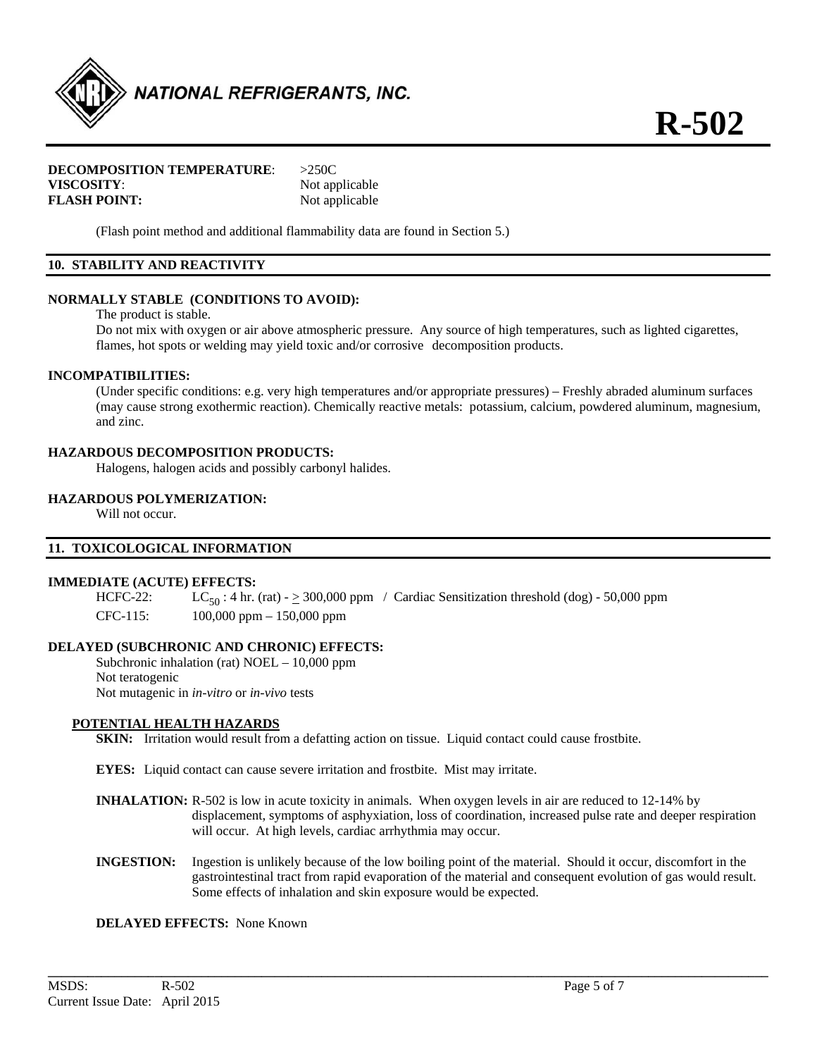**DECOMPOSITION TEMPERATURE**: >250C
**VISCOSITY**: Not applicable
**FLASH POINT:** Not applicable

(Flash point method and additional flammability data are found in Section 5.)

## 10. STABILITY AND REACTIVITY

**NORMALLY STABLE (CONDITIONS TO AVOID):**

The product is stable.

Do not mix with oxygen or air above atmospheric pressure. Any source of high temperatures, such as lighted cigarettes, flames, hot spots or welding may yield toxic and/or corrosive decomposition products.

**INCOMPATIBILITIES:**

(Under specific conditions: e.g. very high temperatures and/or appropriate pressures) – Freshly abraded aluminum surfaces (may cause strong exothermic reaction). Chemically reactive metals: potassium, calcium, powdered aluminum, magnesium, and zinc.

**HAZARDOUS DECOMPOSITION PRODUCTS:**

Halogens, halogen acids and possibly carbonyl halides.

**HAZARDOUS POLYMERIZATION:**

Will not occur.

## 11. TOXICOLOGICAL INFORMATION

**IMMEDIATE (ACUTE) EFFECTS:**

HCFC-22: $LC_{50}$ : 4 hr. (rat) - $\geq$ 300,000 ppm / Cardiac Sensitization threshold (dog) - 50,000 ppm

CFC-115: 100,000 ppm – 150,000 ppm

**DELAYED (SUBCHRONIC AND CHRONIC) EFFECTS:**

Subchronic inhalation (rat) NOEL – 10,000 ppm
Not teratogenic
Not mutagenic in *in-vitro* or *in-vivo* tests

**POTENTIAL HEALTH HAZARDS**

**SKIN:** Irritation would result from a defatting action on tissue. Liquid contact could cause frostbite.

**EYES:** Liquid contact can cause severe irritation and frostbite. Mist may irritate.

**INHALATION:** R-502 is low in acute toxicity in animals. When oxygen levels in air are reduced to 12-14% by displacement, symptoms of asphyxiation, loss of coordination, increased pulse rate and deeper respiration will occur. At high levels, cardiac arrhythmia may occur.

**INGESTION:** Ingestion is unlikely because of the low boiling point of the material. Should it occur, discomfort in the gastrointestinal tract from rapid evaporation of the material and consequent evolution of gas would result. Some effects of inhalation and skin exposure would be expected.

**DELAYED EFFECTS:** None Known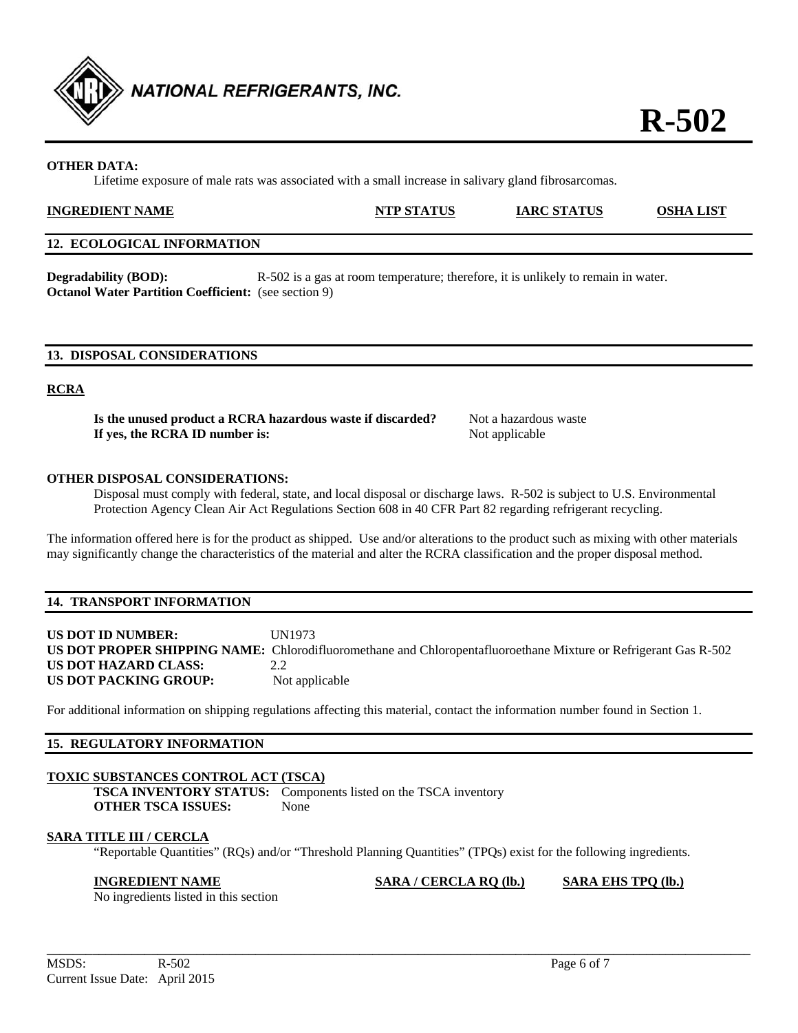**OTHER DATA:**

Lifetime exposure of male rats was associated with a small increase in salivary gland fibrosarcomas.

| INGREDIENT NAME | NTP STATUS | IARC STATUS | OSHA LIST |
|---|---|---|---|

## 12. ECOLOGICAL INFORMATION

**Degradability (BOD):** R-502 is a gas at room temperature; therefore, it is unlikely to remain in water.
**Octanol Water Partition Coefficient:** (see section 9)

## 13. DISPOSAL CONSIDERATIONS

### RCRA

**Is the unused product a RCRA hazardous waste if discarded?** Not a hazardous waste
**If yes, the RCRA ID number is:** Not applicable

**OTHER DISPOSAL CONSIDERATIONS:**

Disposal must comply with federal, state, and local disposal or discharge laws. R-502 is subject to U.S. Environmental Protection Agency Clean Air Act Regulations Section 608 in 40 CFR Part 82 regarding refrigerant recycling.

The information offered here is for the product as shipped. Use and/or alterations to the product such as mixing with other materials may significantly change the characteristics of the material and alter the RCRA classification and the proper disposal method.

## 14. TRANSPORT INFORMATION

**US DOT ID NUMBER:** UN1973
**US DOT PROPER SHIPPING NAME:** Chlorodifluoromethane and Chloropentafluoroethane Mixture or Refrigerant Gas R-502
**US DOT HAZARD CLASS:** 2.2
**US DOT PACKING GROUP:** Not applicable

For additional information on shipping regulations affecting this material, contact the information number found in Section 1.

## 15. REGULATORY INFORMATION

### TOXIC SUBSTANCES CONTROL ACT (TSCA)

**TSCA INVENTORY STATUS:** Components listed on the TSCA inventory
**OTHER TSCA ISSUES:** None

### SARA TITLE III / CERCLA

"Reportable Quantities" (RQs) and/or "Threshold Planning Quantities" (TPQs) exist for the following ingredients.

| INGREDIENT NAME | SARA / CERCLA RQ (lb.) | SARA EHS TPQ (lb.) |
|---|---|---|
| No ingredients listed in this section | | |

MSDS: R-502
Current Issue Date: April 2015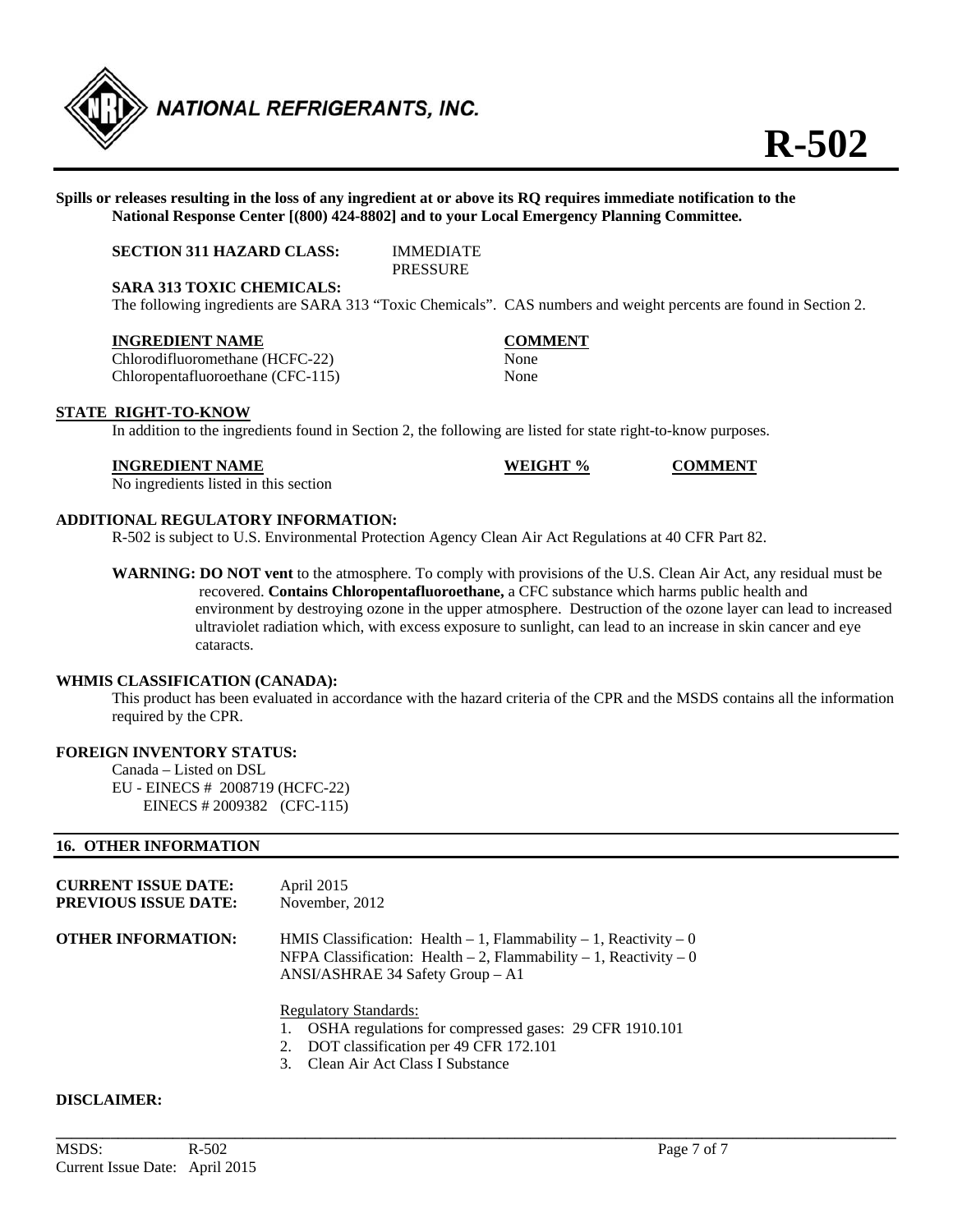**Spills or releases resulting in the loss of any ingredient at or above its RQ requires immediate notification to the National Response Center [(800) 424-8802] and to your Local Emergency Planning Committee.**

**SECTION 311 HAZARD CLASS:** IMMEDIATE
PRESSURE

**SARA 313 TOXIC CHEMICALS:**

The following ingredients are SARA 313 "Toxic Chemicals". CAS numbers and weight percents are found in Section 2.

| INGREDIENT NAME | COMMENT |
|---|---|
| Chlorodifluoromethane (HCFC-22) | None |
| Chloropentafluoroethane (CFC-115) | None |

**STATE RIGHT-TO-KNOW**

In addition to the ingredients found in Section 2, the following are listed for state right-to-know purposes.

| INGREDIENT NAME | WEIGHT % | COMMENT |
|---|---|---|
| No ingredients listed in this section | | |

**ADDITIONAL REGULATORY INFORMATION:**

R-502 is subject to U.S. Environmental Protection Agency Clean Air Act Regulations at 40 CFR Part 82.

**WARNING: DO NOT vent** to the atmosphere. To comply with provisions of the U.S. Clean Air Act, any residual must be recovered. **Contains Chloropentafluoroethane,** a CFC substance which harms public health and environment by destroying ozone in the upper atmosphere. Destruction of the ozone layer can lead to increased ultraviolet radiation which, with excess exposure to sunlight, can lead to an increase in skin cancer and eye cataracts.

**WHMIS CLASSIFICATION (CANADA):**

This product has been evaluated in accordance with the hazard criteria of the CPR and the MSDS contains all the information required by the CPR.

**FOREIGN INVENTORY STATUS:**

Canada – Listed on DSL
EU - EINECS # 2008719 (HCFC-22)
EINECS # 2009382 (CFC-115)

## 16. OTHER INFORMATION

**CURRENT ISSUE DATE:** April 2015
**PREVIOUS ISSUE DATE:** November, 2012

**OTHER INFORMATION:**

HMIS Classification: Health – 1, Flammability – 1, Reactivity – 0
NFPA Classification: Health – 2, Flammability – 1, Reactivity – 0
ANSI/ASHRAE 34 Safety Group – A1

Regulatory Standards:

1. OSHA regulations for compressed gases: 29 CFR 1910.101
2. DOT classification per 49 CFR 172.101
3. Clean Air Act Class I Substance

**DISCLAIMER:**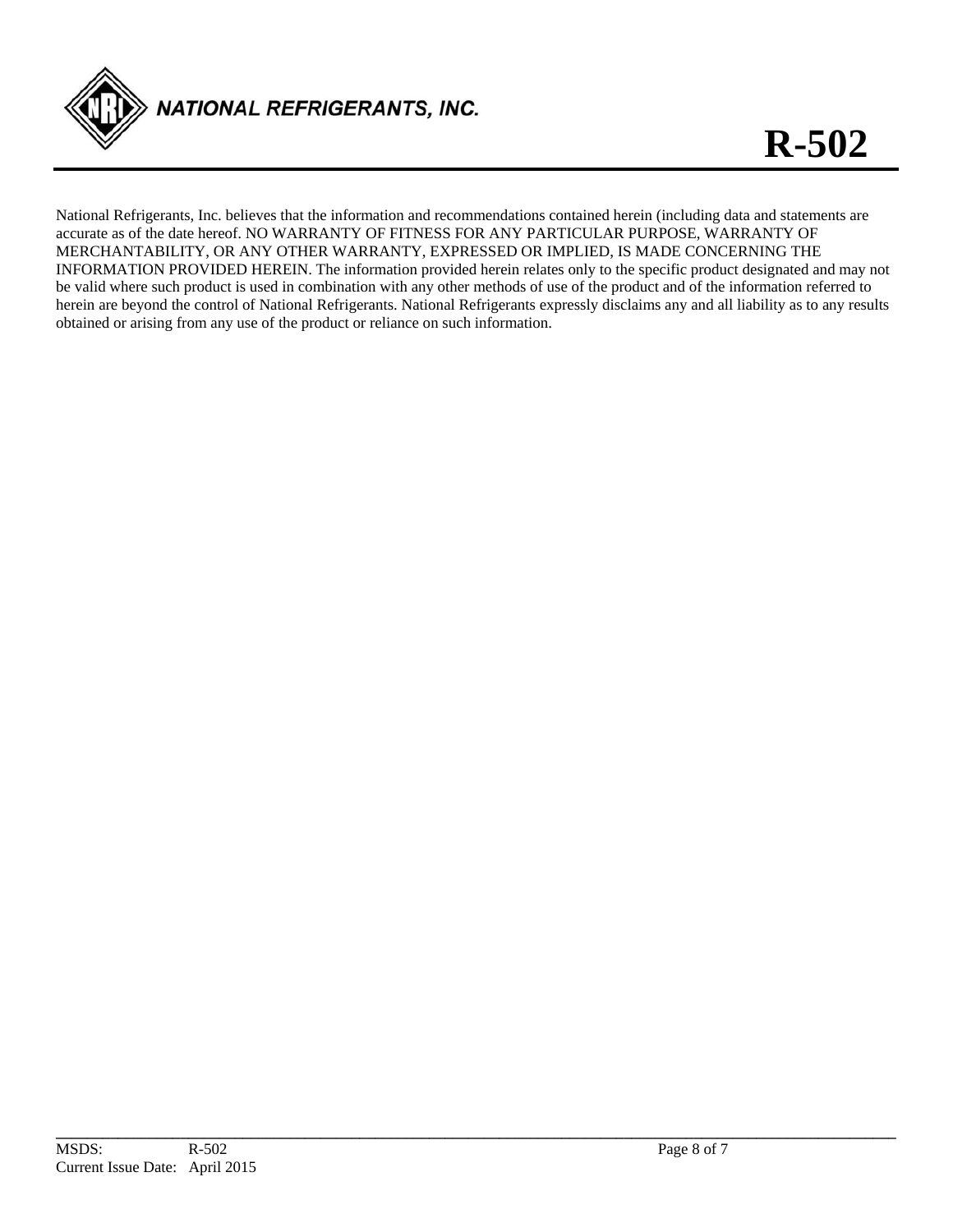National Refrigerants, Inc. believes that the information and recommendations contained herein (including data and statements are accurate as of the date hereof. NO WARRANTY OF FITNESS FOR ANY PARTICULAR PURPOSE, WARRANTY OF MERCHANTABILITY, OR ANY OTHER WARRANTY, EXPRESSED OR IMPLIED, IS MADE CONCERNING THE INFORMATION PROVIDED HEREIN. The information provided herein relates only to the specific product designated and may not be valid where such product is used in combination with any other methods of use of the product and of the information referred to herein are beyond the control of National Refrigerants. National Refrigerants expressly disclaims any and all liability as to any results obtained or arising from any use of the product or reliance on such information.